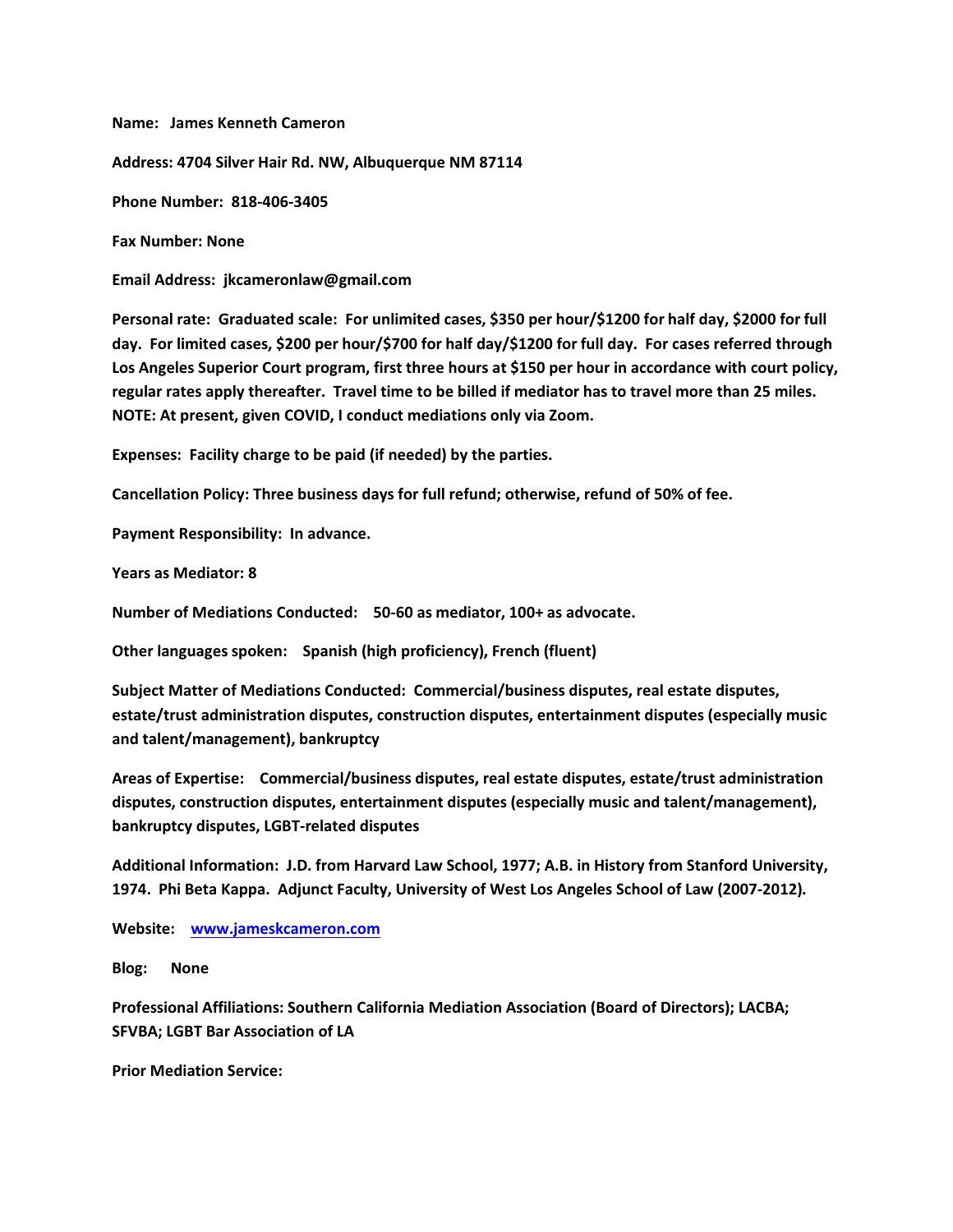**Name: James Kenneth Cameron**

**Address: 4704 Silver Hair Rd. NW, Albuquerque NM 87114**

**Phone Number: 818-406-3405**

**Fax Number: None**

**Email Address: jkcameronlaw@gmail.com**

**Personal rate: Graduated scale: For unlimited cases, $350 per hour/$1200 for half day, $2000 for full day. For limited cases, $200 per hour/$700 for half day/$1200 for full day. For cases referred through Los Angeles Superior Court program, first three hours at $150 per hour in accordance with court policy, regular rates apply thereafter. Travel time to be billed if mediator has to travel more than 25 miles. NOTE: At present, given COVID, I conduct mediations only via Zoom.**

**Expenses: Facility charge to be paid (if needed) by the parties.**

**Cancellation Policy: Three business days for full refund; otherwise, refund of 50% of fee.**

**Payment Responsibility: In advance.**

**Years as Mediator: 8**

**Number of Mediations Conducted: 50-60 as mediator, 100+ as advocate.**

**Other languages spoken: Spanish (high proficiency), French (fluent)**

**Subject Matter of Mediations Conducted: Commercial/business disputes, real estate disputes, estate/trust administration disputes, construction disputes, entertainment disputes (especially music and talent/management), bankruptcy**

**Areas of Expertise: Commercial/business disputes, real estate disputes, estate/trust administration disputes, construction disputes, entertainment disputes (especially music and talent/management), bankruptcy disputes, LGBT-related disputes**

**Additional Information: J.D. from Harvard Law School, 1977; A.B. in History from Stanford University, 1974. Phi Beta Kappa. Adjunct Faculty, University of West Los Angeles School of Law (2007-2012).**

**Website: [www.jameskcameron.com](http://www.jameskcameron.com)**

**Blog: None**

**Professional Affiliations: Southern California Mediation Association (Board of Directors); LACBA; SFVBA; LGBT Bar Association of LA**

**Prior Mediation Service:**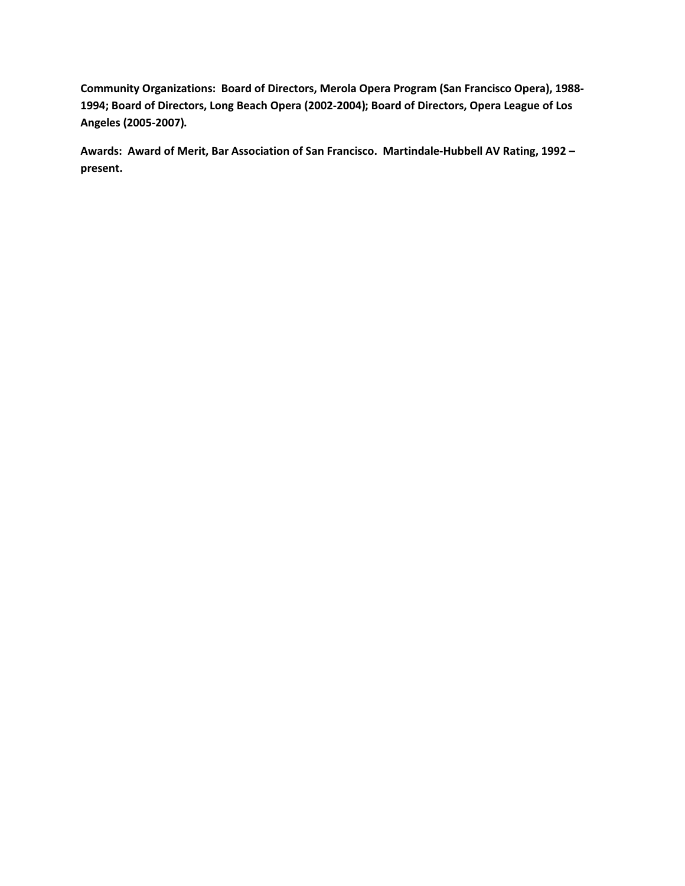**Community Organizations: Board of Directors, Merola Opera Program (San Francisco Opera), 1988-1994; Board of Directors, Long Beach Opera (2002-2004); Board of Directors, Opera League of Los Angeles (2005-2007).**

**Awards: Award of Merit, Bar Association of San Francisco. Martindale-Hubbell AV Rating, 1992 – present.**